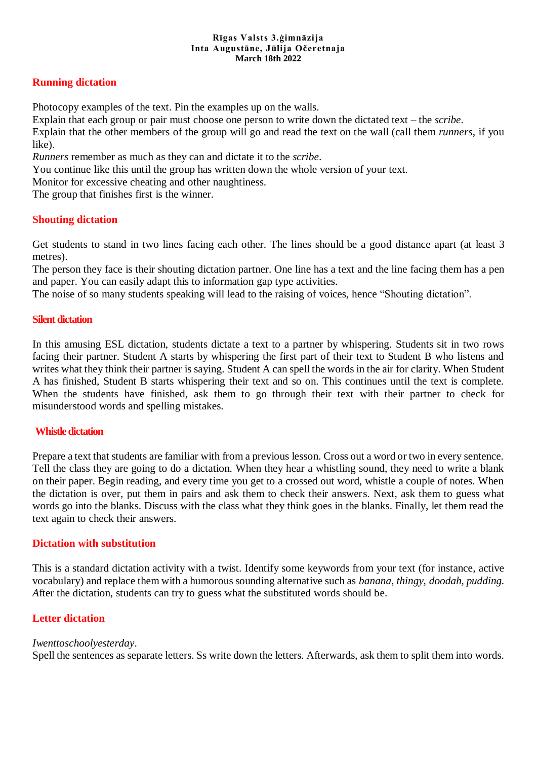**Rīgas Valsts 3.ģimnāzija**
**Inta Augustāne, Jūlija Očeretnaja**
**March 18th 2022**

## Running dictation

Photocopy examples of the text. Pin the examples up on the walls.
Explain that each group or pair must choose one person to write down the dictated text – the *scribe*.
Explain that the other members of the group will go and read the text on the wall (call them *runners*, if you like).
*Runners* remember as much as they can and dictate it to the *scribe*.
You continue like this until the group has written down the whole version of your text.
Monitor for excessive cheating and other naughtiness.
The group that finishes first is the winner.

## Shouting dictation

Get students to stand in two lines facing each other. The lines should be a good distance apart (at least 3 metres).
The person they face is their shouting dictation partner. One line has a text and the line facing them has a pen and paper. You can easily adapt this to information gap type activities.
The noise of so many students speaking will lead to the raising of voices, hence "Shouting dictation".

## Silent dictation

In this amusing ESL dictation, students dictate a text to a partner by whispering. Students sit in two rows facing their partner. Student A starts by whispering the first part of their text to Student B who listens and writes what they think their partner is saying. Student A can spell the words in the air for clarity. When Student A has finished, Student B starts whispering their text and so on. This continues until the text is complete. When the students have finished, ask them to go through their text with their partner to check for misunderstood words and spelling mistakes.

## Whistle dictation

Prepare a text that students are familiar with from a previous lesson. Cross out a word or two in every sentence. Tell the class they are going to do a dictation. When they hear a whistling sound, they need to write a blank on their paper. Begin reading, and every time you get to a crossed out word, whistle a couple of notes. When the dictation is over, put them in pairs and ask them to check their answers. Next, ask them to guess what words go into the blanks. Discuss with the class what they think goes in the blanks. Finally, let them read the text again to check their answers.

## Dictation with substitution

This is a standard dictation activity with a twist. Identify some keywords from your text (for instance, active vocabulary) and replace them with a humorous sounding alternative such as *banana, thingy, doodah, pudding. A*fter the dictation, students can try to guess what the substituted words should be.

## Letter dictation

*Iwenttoschoolyesterday*.
Spell the sentences as separate letters. Ss write down the letters. Afterwards, ask them to split them into words.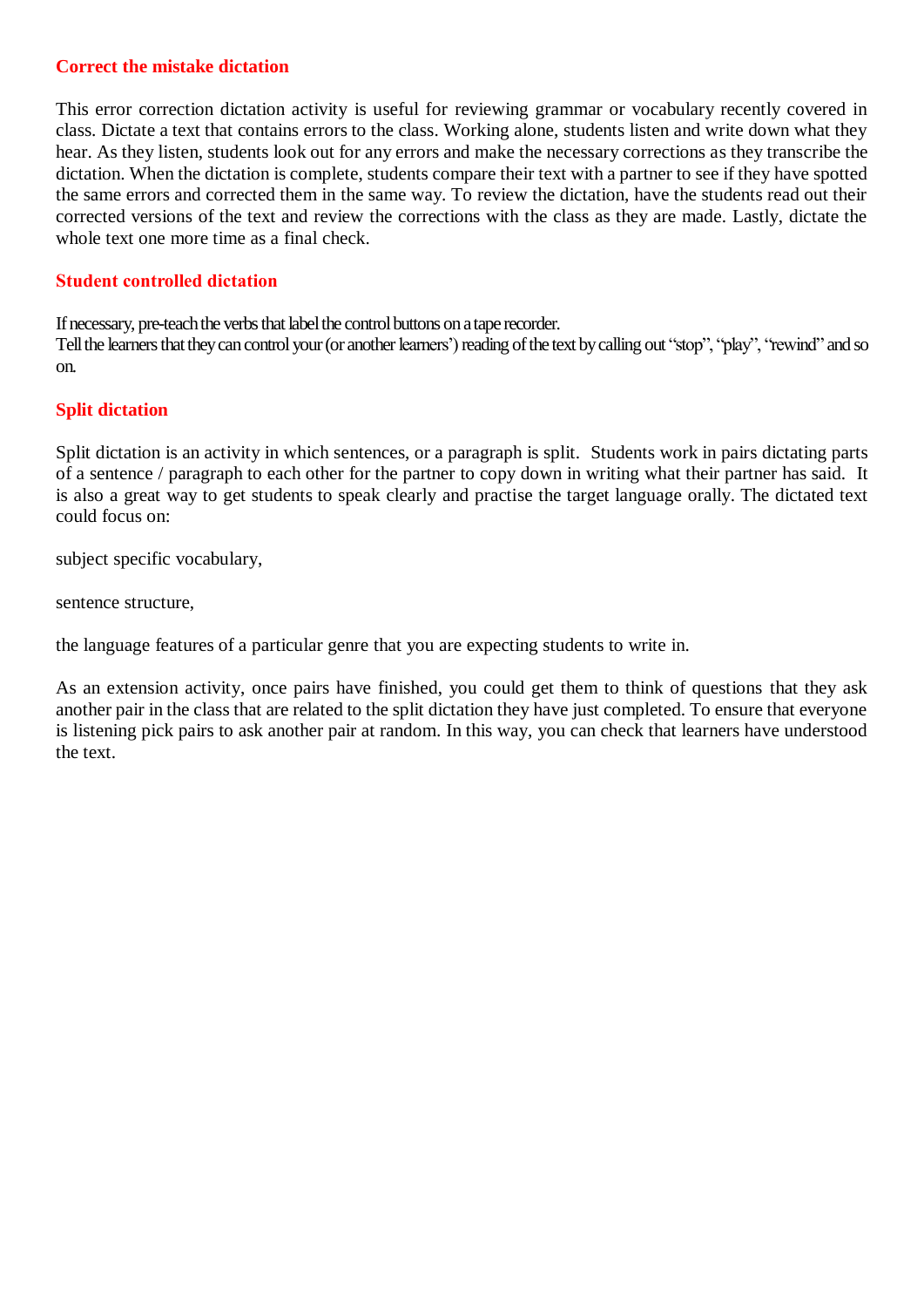## Correct the mistake dictation

This error correction dictation activity is useful for reviewing grammar or vocabulary recently covered in class. Dictate a text that contains errors to the class. Working alone, students listen and write down what they hear. As they listen, students look out for any errors and make the necessary corrections as they transcribe the dictation. When the dictation is complete, students compare their text with a partner to see if they have spotted the same errors and corrected them in the same way. To review the dictation, have the students read out their corrected versions of the text and review the corrections with the class as they are made. Lastly, dictate the whole text one more time as a final check.

## Student controlled dictation

If necessary, pre-teach the verbs that label the control buttons on a tape recorder.
Tell the learners that they can control your (or another learners') reading of the text by calling out "stop", "play", "rewind" and so on.

## Split dictation

Split dictation is an activity in which sentences, or a paragraph is split. Students work in pairs dictating parts of a sentence / paragraph to each other for the partner to copy down in writing what their partner has said. It is also a great way to get students to speak clearly and practise the target language orally. The dictated text could focus on:

subject specific vocabulary,

sentence structure,

the language features of a particular genre that you are expecting students to write in.

As an extension activity, once pairs have finished, you could get them to think of questions that they ask another pair in the class that are related to the split dictation they have just completed. To ensure that everyone is listening pick pairs to ask another pair at random. In this way, you can check that learners have understood the text.